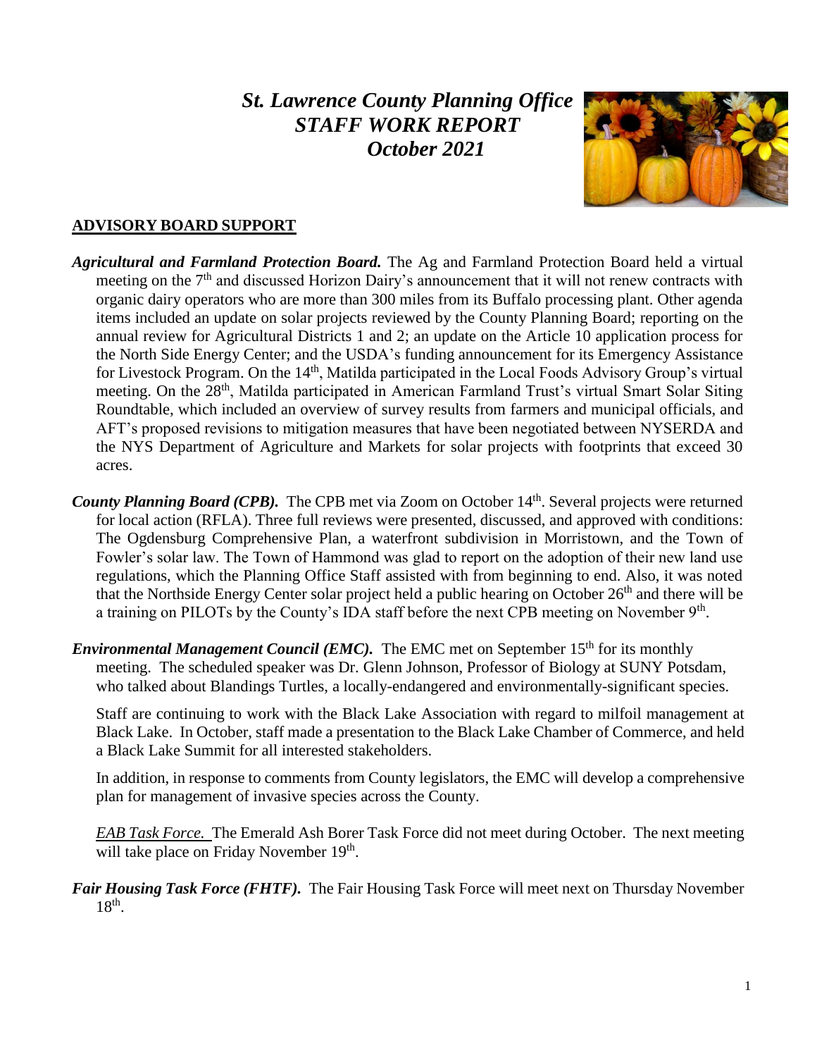# *St. Lawrence County Planning Office*
# *STAFF WORK REPORT*
## *October 2021*

## ADVISORY BOARD SUPPORT

***Agricultural and Farmland Protection Board.*** The Ag and Farmland Protection Board held a virtual meeting on the 7th and discussed Horizon Dairy's announcement that it will not renew contracts with organic dairy operators who are more than 300 miles from its Buffalo processing plant. Other agenda items included an update on solar projects reviewed by the County Planning Board; reporting on the annual review for Agricultural Districts 1 and 2; an update on the Article 10 application process for the North Side Energy Center; and the USDA's funding announcement for its Emergency Assistance for Livestock Program. On the 14th, Matilda participated in the Local Foods Advisory Group's virtual meeting. On the 28th, Matilda participated in American Farmland Trust's virtual Smart Solar Siting Roundtable, which included an overview of survey results from farmers and municipal officials, and AFT's proposed revisions to mitigation measures that have been negotiated between NYSERDA and the NYS Department of Agriculture and Markets for solar projects with footprints that exceed 30 acres.

***County Planning Board (CPB).*** The CPB met via Zoom on October 14th. Several projects were returned for local action (RFLA). Three full reviews were presented, discussed, and approved with conditions: The Ogdensburg Comprehensive Plan, a waterfront subdivision in Morristown, and the Town of Fowler's solar law. The Town of Hammond was glad to report on the adoption of their new land use regulations, which the Planning Office Staff assisted with from beginning to end. Also, it was noted that the Northside Energy Center solar project held a public hearing on October 26th and there will be a training on PILOTs by the County's IDA staff before the next CPB meeting on November 9th.

***Environmental Management Council (EMC).*** The EMC met on September 15th for its monthly meeting. The scheduled speaker was Dr. Glenn Johnson, Professor of Biology at SUNY Potsdam, who talked about Blandings Turtles, a locally-endangered and environmentally-significant species.

Staff are continuing to work with the Black Lake Association with regard to milfoil management at Black Lake. In October, staff made a presentation to the Black Lake Chamber of Commerce, and held a Black Lake Summit for all interested stakeholders.

In addition, in response to comments from County legislators, the EMC will develop a comprehensive plan for management of invasive species across the County.

*EAB Task Force.* The Emerald Ash Borer Task Force did not meet during October. The next meeting will take place on Friday November 19th.

***Fair Housing Task Force (FHTF).*** The Fair Housing Task Force will meet next on Thursday November 18th.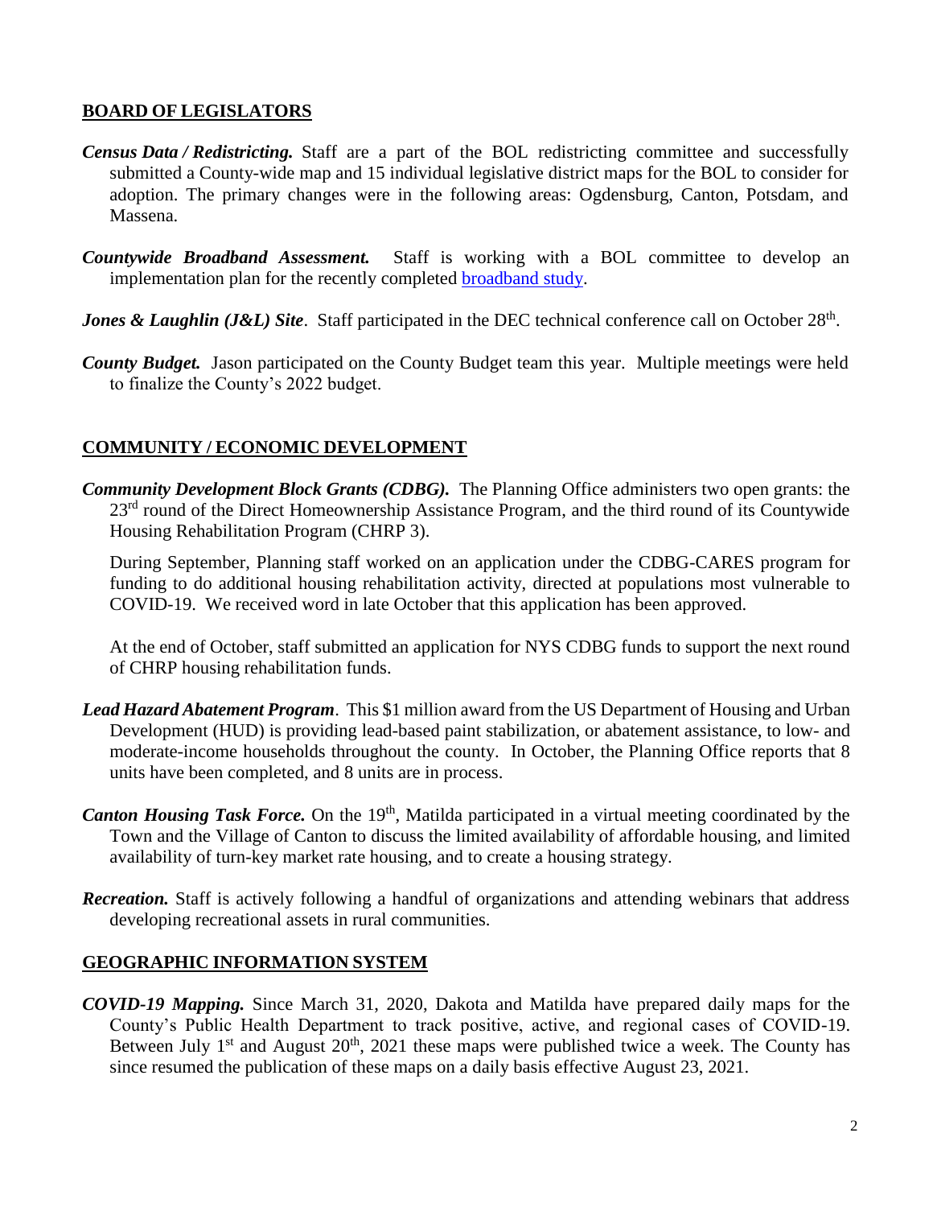## BOARD OF LEGISLATORS

***Census Data / Redistricting.*** Staff are a part of the BOL redistricting committee and successfully submitted a County-wide map and 15 individual legislative district maps for the BOL to consider for adoption. The primary changes were in the following areas: Ogdensburg, Canton, Potsdam, and Massena.

***Countywide Broadband Assessment.*** Staff is working with a BOL committee to develop an implementation plan for the recently completed broadband study.

***Jones & Laughlin (J&L) Site***. Staff participated in the DEC technical conference call on October 28th.

***County Budget.*** Jason participated on the County Budget team this year. Multiple meetings were held to finalize the County's 2022 budget.

## COMMUNITY / ECONOMIC DEVELOPMENT

***Community Development Block Grants (CDBG).*** The Planning Office administers two open grants: the 23rd round of the Direct Homeownership Assistance Program, and the third round of its Countywide Housing Rehabilitation Program (CHRP 3).

During September, Planning staff worked on an application under the CDBG-CARES program for funding to do additional housing rehabilitation activity, directed at populations most vulnerable to COVID-19. We received word in late October that this application has been approved.

At the end of October, staff submitted an application for NYS CDBG funds to support the next round of CHRP housing rehabilitation funds.

***Lead Hazard Abatement Program***. This $1 million award from the US Department of Housing and Urban Development (HUD) is providing lead-based paint stabilization, or abatement assistance, to low- and moderate-income households throughout the county. In October, the Planning Office reports that 8 units have been completed, and 8 units are in process.

***Canton Housing Task Force.*** On the 19th, Matilda participated in a virtual meeting coordinated by the Town and the Village of Canton to discuss the limited availability of affordable housing, and limited availability of turn-key market rate housing, and to create a housing strategy.

***Recreation.*** Staff is actively following a handful of organizations and attending webinars that address developing recreational assets in rural communities.

## GEOGRAPHIC INFORMATION SYSTEM

***COVID-19 Mapping.*** Since March 31, 2020, Dakota and Matilda have prepared daily maps for the County's Public Health Department to track positive, active, and regional cases of COVID-19. Between July 1st and August 20th, 2021 these maps were published twice a week. The County has since resumed the publication of these maps on a daily basis effective August 23, 2021.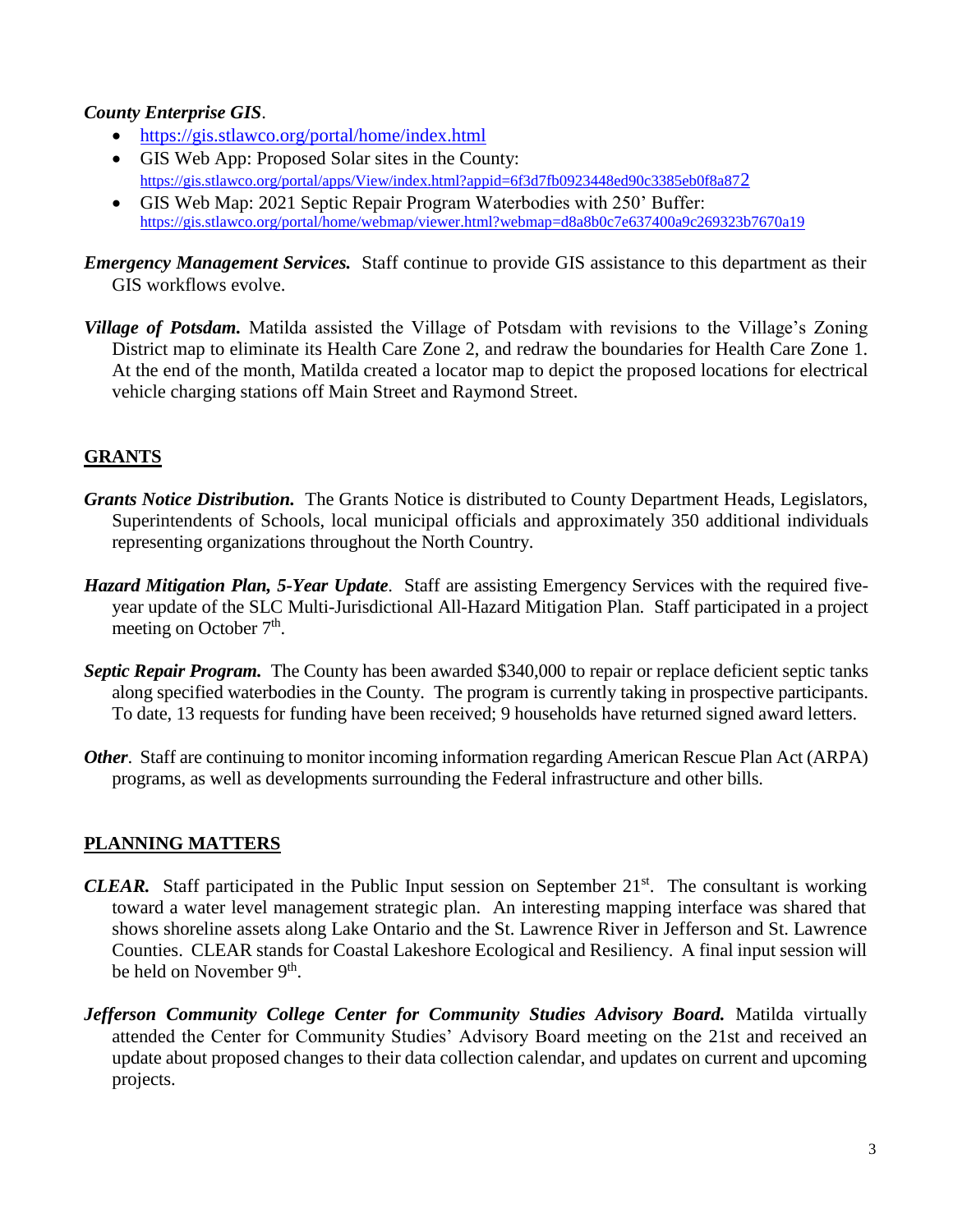***County Enterprise GIS***.

- https://gis.stlawco.org/portal/home/index.html
- GIS Web App: Proposed Solar sites in the County: https://gis.stlawco.org/portal/apps/View/index.html?appid=6f3d7fb0923448ed90c3385eb0f8a872
- GIS Web Map: 2021 Septic Repair Program Waterbodies with 250' Buffer: https://gis.stlawco.org/portal/home/webmap/viewer.html?webmap=d8a8b0c7e637400a9c269323b7670a19

***Emergency Management Services.*** Staff continue to provide GIS assistance to this department as their GIS workflows evolve.

***Village of Potsdam.*** Matilda assisted the Village of Potsdam with revisions to the Village's Zoning District map to eliminate its Health Care Zone 2, and redraw the boundaries for Health Care Zone 1. At the end of the month, Matilda created a locator map to depict the proposed locations for electrical vehicle charging stations off Main Street and Raymond Street.

## GRANTS

***Grants Notice Distribution.*** The Grants Notice is distributed to County Department Heads, Legislators, Superintendents of Schools, local municipal officials and approximately 350 additional individuals representing organizations throughout the North Country.

***Hazard Mitigation Plan, 5-Year Update***. Staff are assisting Emergency Services with the required five-year update of the SLC Multi-Jurisdictional All-Hazard Mitigation Plan. Staff participated in a project meeting on October 7th.

***Septic Repair Program.*** The County has been awarded $340,000 to repair or replace deficient septic tanks along specified waterbodies in the County. The program is currently taking in prospective participants. To date, 13 requests for funding have been received; 9 households have returned signed award letters.

***Other***. Staff are continuing to monitor incoming information regarding American Rescue Plan Act (ARPA) programs, as well as developments surrounding the Federal infrastructure and other bills.

## PLANNING MATTERS

***CLEAR.*** Staff participated in the Public Input session on September 21st. The consultant is working toward a water level management strategic plan. An interesting mapping interface was shared that shows shoreline assets along Lake Ontario and the St. Lawrence River in Jefferson and St. Lawrence Counties. CLEAR stands for Coastal Lakeshore Ecological and Resiliency. A final input session will be held on November 9th.

***Jefferson Community College Center for Community Studies Advisory Board.*** Matilda virtually attended the Center for Community Studies' Advisory Board meeting on the 21st and received an update about proposed changes to their data collection calendar, and updates on current and upcoming projects.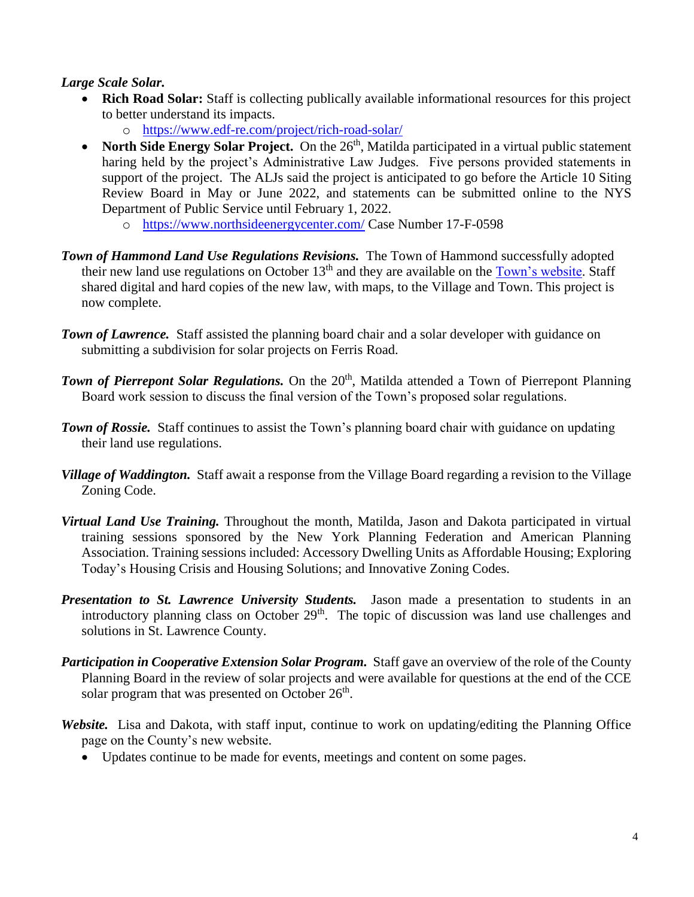***Large Scale Solar.***

- **Rich Road Solar:** Staff is collecting publically available informational resources for this project to better understand its impacts.
  - https://www.edf-re.com/project/rich-road-solar/
- **North Side Energy Solar Project.** On the 26th, Matilda participated in a virtual public statement haring held by the project's Administrative Law Judges. Five persons provided statements in support of the project. The ALJs said the project is anticipated to go before the Article 10 Siting Review Board in May or June 2022, and statements can be submitted online to the NYS Department of Public Service until February 1, 2022.
  - https://www.northsideenergycenter.com/ Case Number 17-F-0598

***Town of Hammond Land Use Regulations Revisions.*** The Town of Hammond successfully adopted their new land use regulations on October 13th and they are available on the [Town's website](). Staff shared digital and hard copies of the new law, with maps, to the Village and Town. This project is now complete.

***Town of Lawrence.*** Staff assisted the planning board chair and a solar developer with guidance on submitting a subdivision for solar projects on Ferris Road.

***Town of Pierrepont Solar Regulations.*** On the 20th, Matilda attended a Town of Pierrepont Planning Board work session to discuss the final version of the Town's proposed solar regulations.

***Town of Rossie.*** Staff continues to assist the Town's planning board chair with guidance on updating their land use regulations.

***Village of Waddington.*** Staff await a response from the Village Board regarding a revision to the Village Zoning Code.

***Virtual Land Use Training.*** Throughout the month, Matilda, Jason and Dakota participated in virtual training sessions sponsored by the New York Planning Federation and American Planning Association. Training sessions included: Accessory Dwelling Units as Affordable Housing; Exploring Today's Housing Crisis and Housing Solutions; and Innovative Zoning Codes.

***Presentation to St. Lawrence University Students.*** Jason made a presentation to students in an introductory planning class on October 29th. The topic of discussion was land use challenges and solutions in St. Lawrence County.

***Participation in Cooperative Extension Solar Program.*** Staff gave an overview of the role of the County Planning Board in the review of solar projects and were available for questions at the end of the CCE solar program that was presented on October 26th.

***Website.*** Lisa and Dakota, with staff input, continue to work on updating/editing the Planning Office page on the County's new website.

- Updates continue to be made for events, meetings and content on some pages.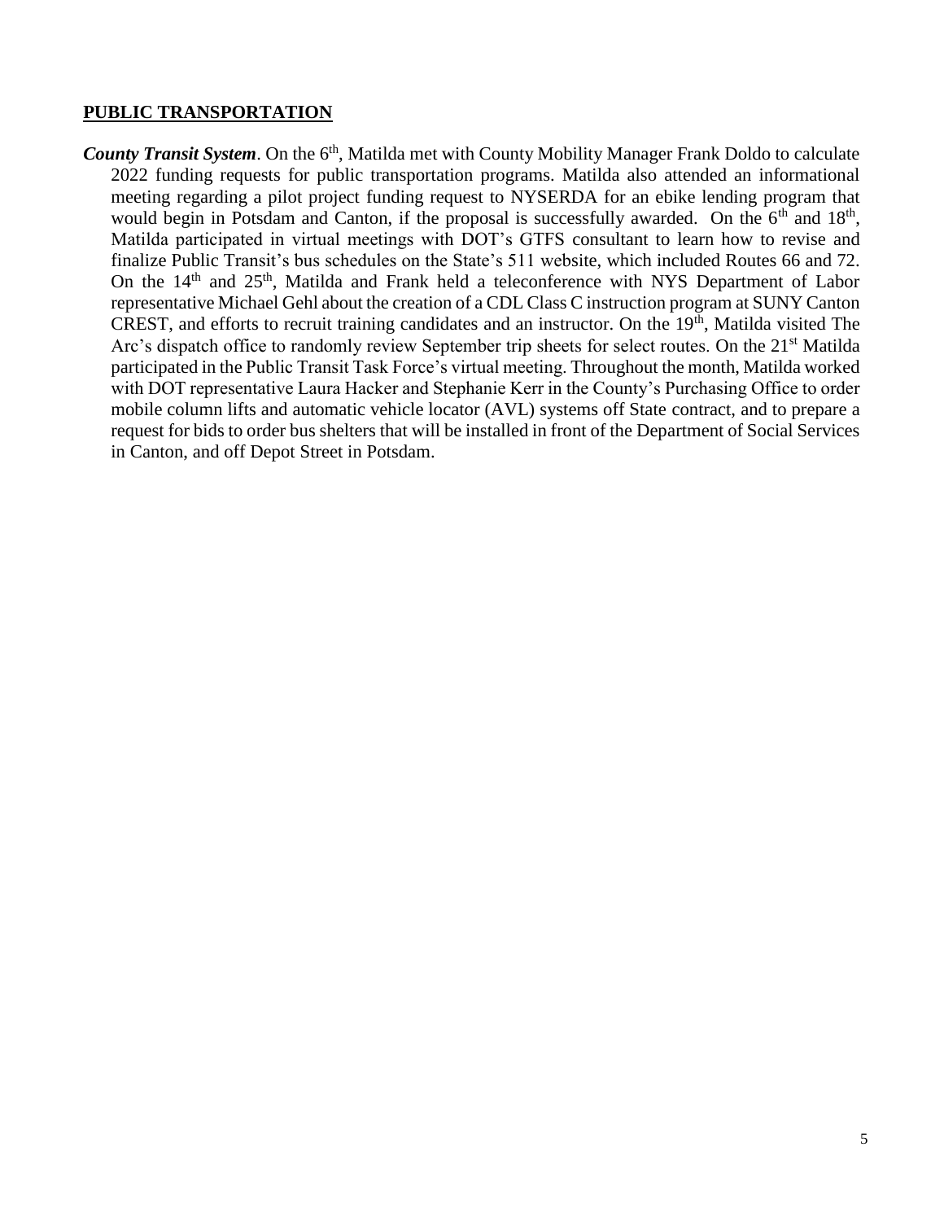## **PUBLIC TRANSPORTATION**

***County Transit System***. On the 6th, Matilda met with County Mobility Manager Frank Doldo to calculate 2022 funding requests for public transportation programs. Matilda also attended an informational meeting regarding a pilot project funding request to NYSERDA for an ebike lending program that would begin in Potsdam and Canton, if the proposal is successfully awarded. On the 6th and 18th, Matilda participated in virtual meetings with DOT's GTFS consultant to learn how to revise and finalize Public Transit's bus schedules on the State's 511 website, which included Routes 66 and 72. On the 14th and 25th, Matilda and Frank held a teleconference with NYS Department of Labor representative Michael Gehl about the creation of a CDL Class C instruction program at SUNY Canton CREST, and efforts to recruit training candidates and an instructor. On the 19th, Matilda visited The Arc's dispatch office to randomly review September trip sheets for select routes. On the 21st Matilda participated in the Public Transit Task Force's virtual meeting. Throughout the month, Matilda worked with DOT representative Laura Hacker and Stephanie Kerr in the County's Purchasing Office to order mobile column lifts and automatic vehicle locator (AVL) systems off State contract, and to prepare a request for bids to order bus shelters that will be installed in front of the Department of Social Services in Canton, and off Depot Street in Potsdam.